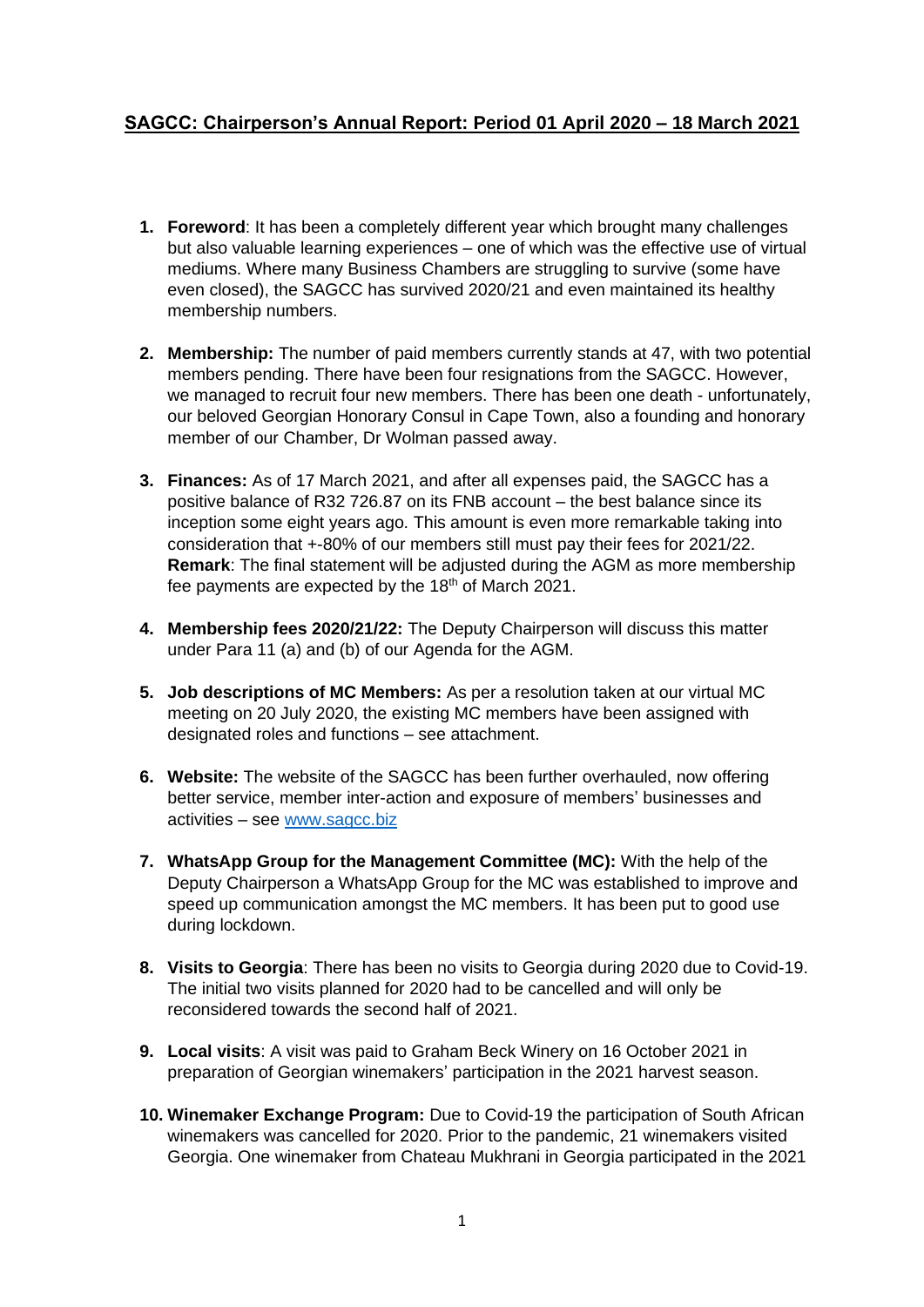## SAGCC: Chairperson's Annual Report: Period 01 April 2020 – 18 March 2021

1. **Foreword**: It has been a completely different year which brought many challenges but also valuable learning experiences – one of which was the effective use of virtual mediums. Where many Business Chambers are struggling to survive (some have even closed), the SAGCC has survived 2020/21 and even maintained its healthy membership numbers.

2. **Membership:** The number of paid members currently stands at 47, with two potential members pending. There have been four resignations from the SAGCC. However, we managed to recruit four new members. There has been one death - unfortunately, our beloved Georgian Honorary Consul in Cape Town, also a founding and honorary member of our Chamber, Dr Wolman passed away.

3. **Finances:** As of 17 March 2021, and after all expenses paid, the SAGCC has a positive balance of R32 726.87 on its FNB account – the best balance since its inception some eight years ago. This amount is even more remarkable taking into consideration that +-80% of our members still must pay their fees for 2021/22. **Remark**: The final statement will be adjusted during the AGM as more membership fee payments are expected by the 18th of March 2021.

4. **Membership fees 2020/21/22:** The Deputy Chairperson will discuss this matter under Para 11 (a) and (b) of our Agenda for the AGM.

5. **Job descriptions of MC Members:** As per a resolution taken at our virtual MC meeting on 20 July 2020, the existing MC members have been assigned with designated roles and functions – see attachment.

6. **Website:** The website of the SAGCC has been further overhauled, now offering better service, member inter-action and exposure of members' businesses and activities – see [www.sagcc.biz](www.sagcc.biz)

7. **WhatsApp Group for the Management Committee (MC):** With the help of the Deputy Chairperson a WhatsApp Group for the MC was established to improve and speed up communication amongst the MC members. It has been put to good use during lockdown.

8. **Visits to Georgia**: There has been no visits to Georgia during 2020 due to Covid-19. The initial two visits planned for 2020 had to be cancelled and will only be reconsidered towards the second half of 2021.

9. **Local visits**: A visit was paid to Graham Beck Winery on 16 October 2021 in preparation of Georgian winemakers' participation in the 2021 harvest season.

10. **Winemaker Exchange Program:** Due to Covid-19 the participation of South African winemakers was cancelled for 2020. Prior to the pandemic, 21 winemakers visited Georgia. One winemaker from Chateau Mukhrani in Georgia participated in the 2021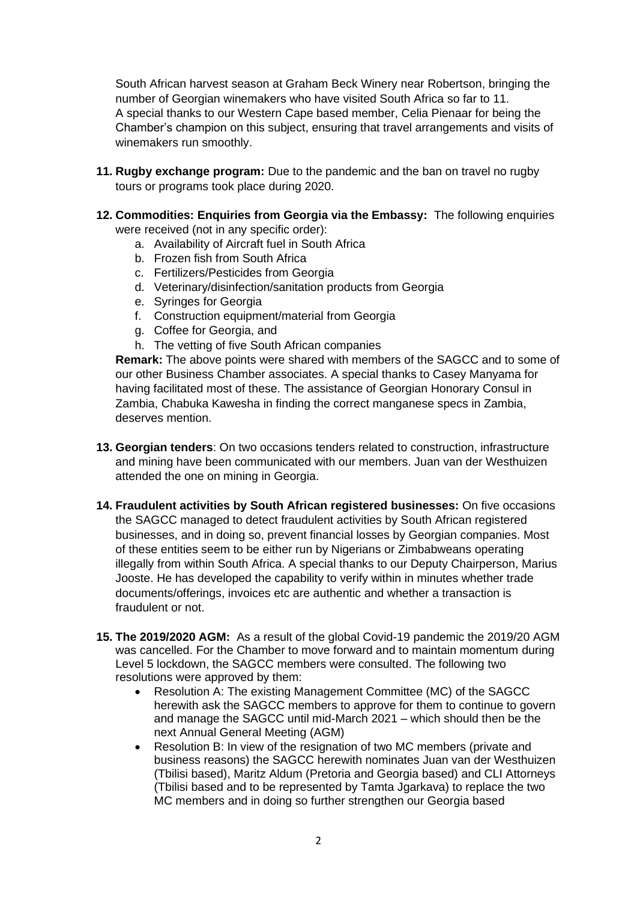South African harvest season at Graham Beck Winery near Robertson, bringing the number of Georgian winemakers who have visited South Africa so far to 11. A special thanks to our Western Cape based member, Celia Pienaar for being the Chamber's champion on this subject, ensuring that travel arrangements and visits of winemakers run smoothly.

11. **Rugby exchange program:** Due to the pandemic and the ban on travel no rugby tours or programs took place during 2020.

12. **Commodities: Enquiries from Georgia via the Embassy:** The following enquiries were received (not in any specific order):
    a. Availability of Aircraft fuel in South Africa
    b. Frozen fish from South Africa
    c. Fertilizers/Pesticides from Georgia
    d. Veterinary/disinfection/sanitation products from Georgia
    e. Syringes for Georgia
    f. Construction equipment/material from Georgia
    g. Coffee for Georgia, and
    h. The vetting of five South African companies

    **Remark:** The above points were shared with members of the SAGCC and to some of our other Business Chamber associates. A special thanks to Casey Manyama for having facilitated most of these. The assistance of Georgian Honorary Consul in Zambia, Chabuka Kawesha in finding the correct manganese specs in Zambia, deserves mention.

13. **Georgian tenders**: On two occasions tenders related to construction, infrastructure and mining have been communicated with our members. Juan van der Westhuizen attended the one on mining in Georgia.

14. **Fraudulent activities by South African registered businesses:** On five occasions the SAGCC managed to detect fraudulent activities by South African registered businesses, and in doing so, prevent financial losses by Georgian companies. Most of these entities seem to be either run by Nigerians or Zimbabweans operating illegally from within South Africa. A special thanks to our Deputy Chairperson, Marius Jooste. He has developed the capability to verify within in minutes whether trade documents/offerings, invoices etc are authentic and whether a transaction is fraudulent or not.

15. **The 2019/2020 AGM:** As a result of the global Covid-19 pandemic the 2019/20 AGM was cancelled. For the Chamber to move forward and to maintain momentum during Level 5 lockdown, the SAGCC members were consulted. The following two resolutions were approved by them:
    - Resolution A: The existing Management Committee (MC) of the SAGCC herewith ask the SAGCC members to approve for them to continue to govern and manage the SAGCC until mid-March 2021 – which should then be the next Annual General Meeting (AGM)
    - Resolution B: In view of the resignation of two MC members (private and business reasons) the SAGCC herewith nominates Juan van der Westhuizen (Tbilisi based), Maritz Aldum (Pretoria and Georgia based) and CLI Attorneys (Tbilisi based and to be represented by Tamta Jgarkava) to replace the two MC members and in doing so further strengthen our Georgia based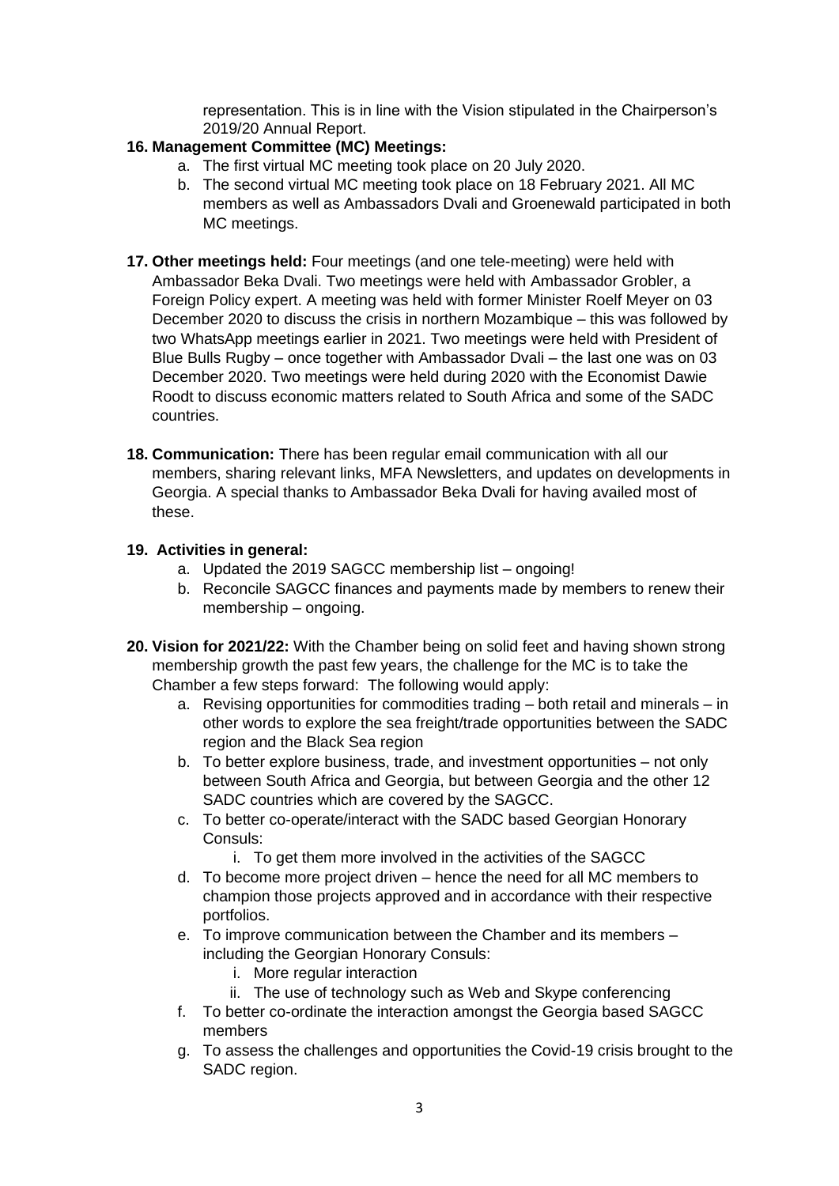representation. This is in line with the Vision stipulated in the Chairperson's 2019/20 Annual Report.

**16. Management Committee (MC) Meetings:**

a. The first virtual MC meeting took place on 20 July 2020.

b. The second virtual MC meeting took place on 18 February 2021. All MC members as well as Ambassadors Dvali and Groenewald participated in both MC meetings.

**17. Other meetings held:** Four meetings (and one tele-meeting) were held with Ambassador Beka Dvali. Two meetings were held with Ambassador Grobler, a Foreign Policy expert. A meeting was held with former Minister Roelf Meyer on 03 December 2020 to discuss the crisis in northern Mozambique – this was followed by two WhatsApp meetings earlier in 2021. Two meetings were held with President of Blue Bulls Rugby – once together with Ambassador Dvali – the last one was on 03 December 2020. Two meetings were held during 2020 with the Economist Dawie Roodt to discuss economic matters related to South Africa and some of the SADC countries.

**18. Communication:** There has been regular email communication with all our members, sharing relevant links, MFA Newsletters, and updates on developments in Georgia. A special thanks to Ambassador Beka Dvali for having availed most of these.

**19. Activities in general:**

a. Updated the 2019 SAGCC membership list – ongoing!

b. Reconcile SAGCC finances and payments made by members to renew their membership – ongoing.

**20. Vision for 2021/22:** With the Chamber being on solid feet and having shown strong membership growth the past few years, the challenge for the MC is to take the Chamber a few steps forward: The following would apply:

a. Revising opportunities for commodities trading – both retail and minerals – in other words to explore the sea freight/trade opportunities between the SADC region and the Black Sea region

b. To better explore business, trade, and investment opportunities – not only between South Africa and Georgia, but between Georgia and the other 12 SADC countries which are covered by the SAGCC.

c. To better co-operate/interact with the SADC based Georgian Honorary Consuls:

   i. To get them more involved in the activities of the SAGCC

d. To become more project driven – hence the need for all MC members to champion those projects approved and in accordance with their respective portfolios.

e. To improve communication between the Chamber and its members – including the Georgian Honorary Consuls:

   i. More regular interaction

   ii. The use of technology such as Web and Skype conferencing

f. To better co-ordinate the interaction amongst the Georgia based SAGCC members

g. To assess the challenges and opportunities the Covid-19 crisis brought to the SADC region.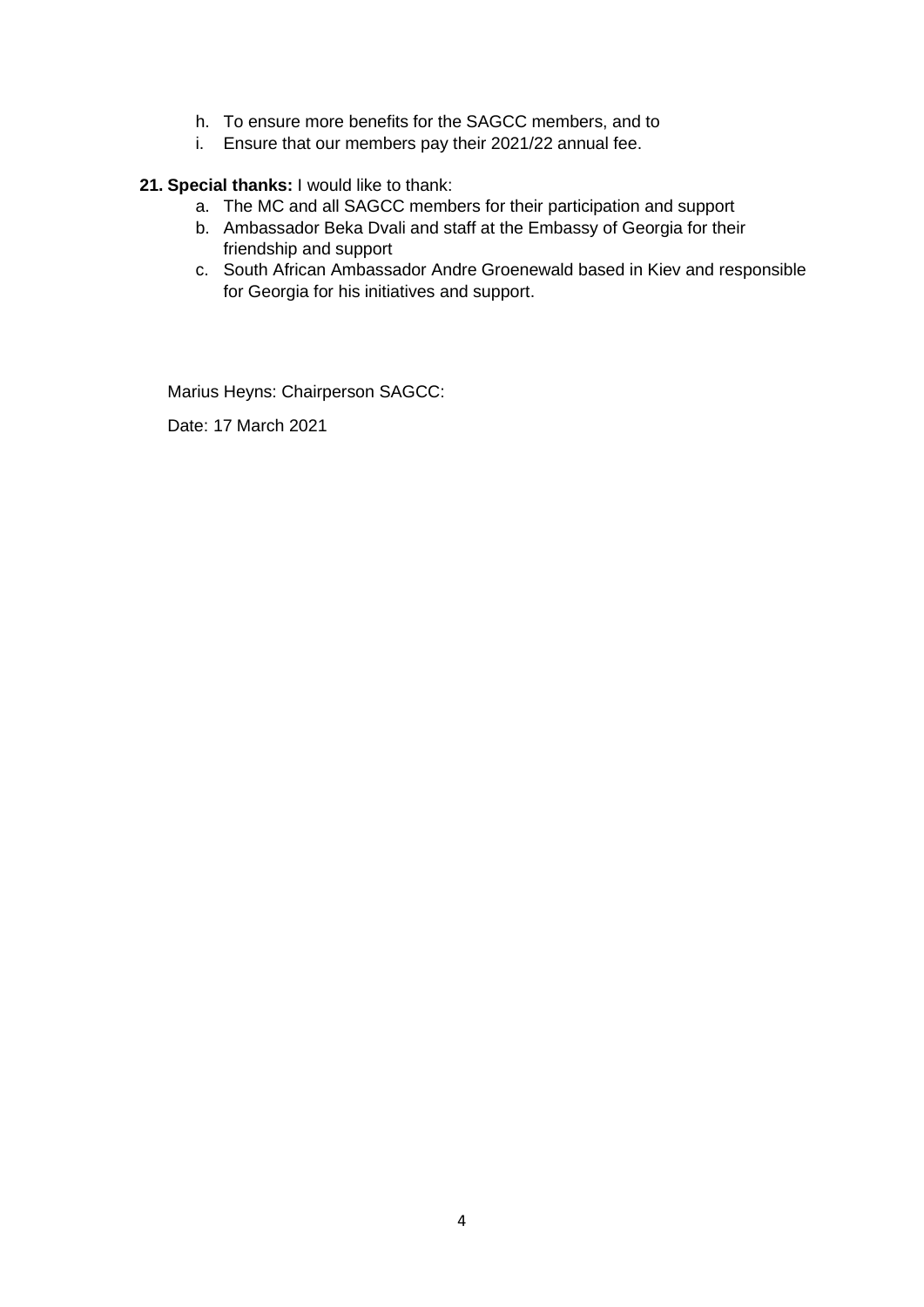h. To ensure more benefits for the SAGCC members, and to
i. Ensure that our members pay their 2021/22 annual fee.

**21. Special thanks:** I would like to thank:

a. The MC and all SAGCC members for their participation and support
b. Ambassador Beka Dvali and staff at the Embassy of Georgia for their friendship and support
c. South African Ambassador Andre Groenewald based in Kiev and responsible for Georgia for his initiatives and support.

Marius Heyns: Chairperson SAGCC:

Date: 17 March 2021